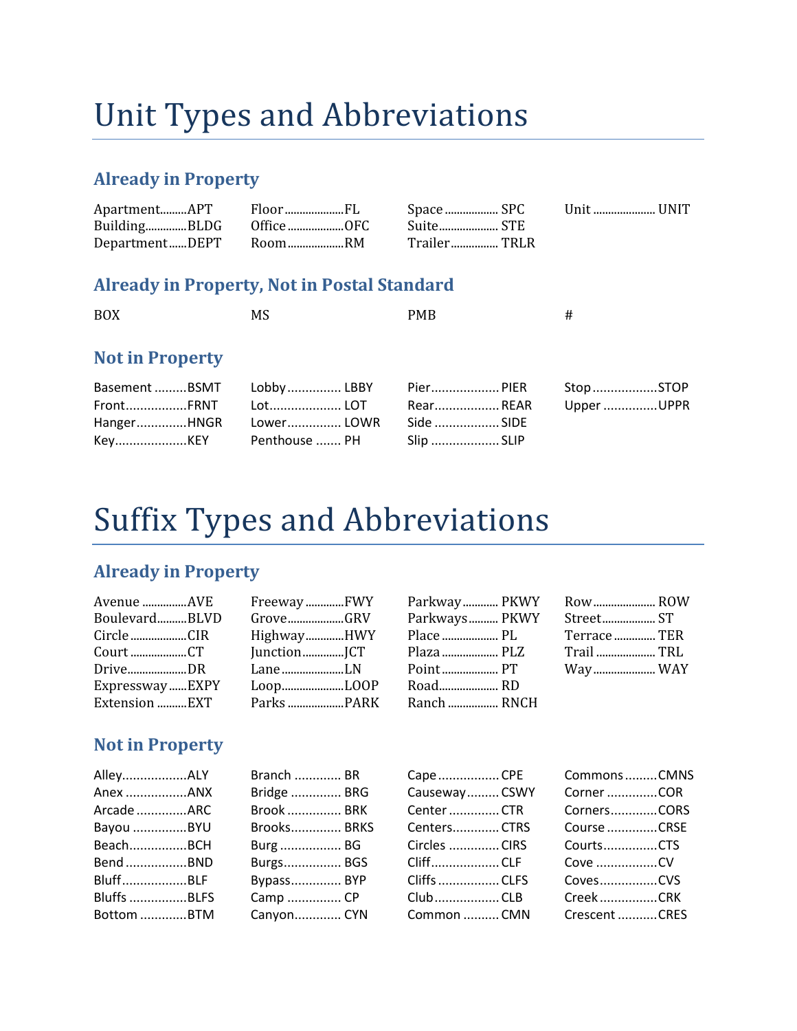# Unit Types and Abbreviations

## Already in Property

| | | | |
|---|---|---|---|
| Apartment.........APT | Floor....................FL | Space.................. SPC | Unit..................... UNIT |
| Building..............BLDG | Office...................OFC | Suite.................... STE | |
| Department......DEPT | Room...................RM | Trailer................ TRLR | |

## Already in Property, Not in Postal Standard

| | | | |
|---|---|---|---|
| BOX | MS | PMB | # |

## Not in Property

| | | | |
|---|---|---|---|
| Basement.........BSMT | Lobby.............. LBBY | Pier.................. PIER | Stop.................STOP |
| Front................FRNT | Lot.................... LOT | Rear.................. REAR | Upper..............UPPR |
| Hanger.............HNGR | Lower.............. LOWR | Side.................. SIDE | |
| Key...................KEY | Penthouse....... PH | Slip................... SLIP | |

# Suffix Types and Abbreviations

## Already in Property

| | | | |
|---|---|---|---|
| Avenue...............AVE | Freeway.............FWY | Parkway........... PKWY | Row..................... ROW |
| Boulevard..........BLVD | Grove...................GRV | Parkways......... PKWY | Street.................. ST |
| Circle...................CIR | Highway.............HWY | Place................... PL | Terrace............. TER |
| Court...................CT | Junction..............JCT | Plaza.................. PLZ | Trail.................... TRL |
| Drive....................DR | Lane......................LN | Point................... PT | Way..................... WAY |
| Expressway......EXPY | Loop.....................LOOP | Road.................... RD | |
| Extension..........EXT | Parks...................PARK | Ranch................. RNCH | |

## Not in Property

| | | | |
|---|---|---|---|
| Alley..................ALY | Branch............. BR | Cape................CPE | Commons.........CMNS |
| Anex..................ANX | Bridge.............. BRG | Causeway......... CSWY | Corner..............COR |
| Arcade..............ARC | Brook............... BRK | Center.............. CTR | Corners.............CORS |
| Bayou...............BYU | Brooks............. BRKS | Centers............ CTRS | Course..............CRSE |
| Beach................BCH | Burg................. BG | Circles.............. CIRS | Courts...............CTS |
| Bend.................BND | Burgs................ BGS | Cliff................... CLF | Cove.................CV |
| Bluff...................BLF | Bypass............. BYP | Cliffs................. CLFS | Coves...............CVS |
| Bluffs................BLFS | Camp............... CP | Club.................. CLB | Creek................CRK |
| Bottom.............BTM | Canyon............ CYN | Common.......... CMN | Crescent...........CRES |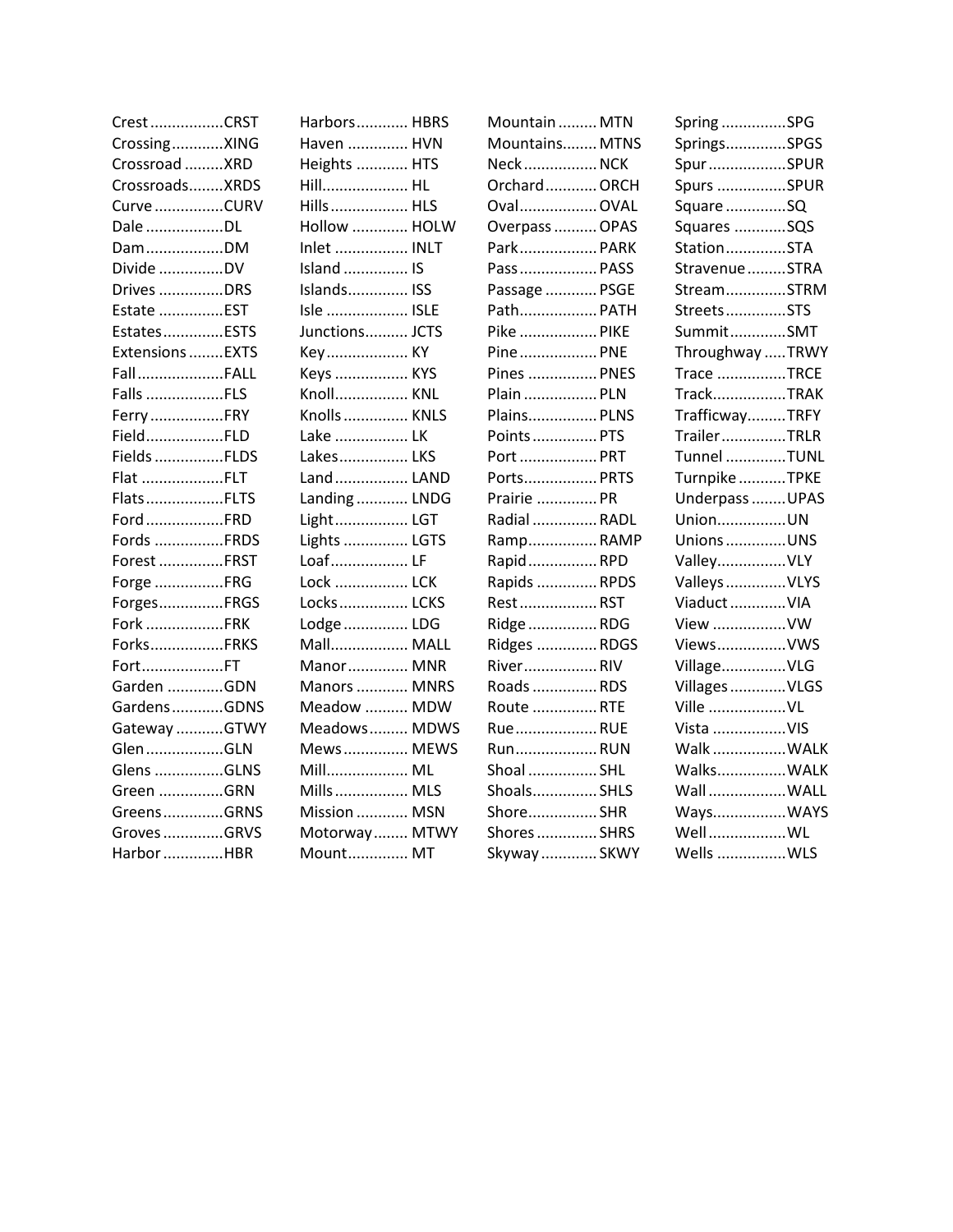| | | | |
|---|---|---|---|
| Crest ................CRST | Harbors........... HBRS | Mountain ......... MTN | Spring ...............SPG |
| Crossing...........XING | Haven ............. HVN | Mountains........ MTNS | Springs.............SPGS |
| Crossroad .........XRD | Heights ............ HTS | Neck ................. NCK | Spur ..................SPUR |
| Crossroads........XRDS | Hill.................... HL | Orchard ........... ORCH | Spurs ................SPUR |
| Curve ................CURV | Hills .................. HLS | Oval.................. OVAL | Square .............SQ |
| Dale .................DL | Hollow ............ HOLW | Overpass ......... OPAS | Squares ............SQS |
| Dam..................DM | Inlet ................ INLT | Park .................. PARK | Station.............STA |
| Divide ..............DV | Island .............. IS | Pass .................. PASS | Stravenue .........STRA |
| Drives ..............DRS | Islands............. ISS | Passage ........... PSGE | Stream.............STRM |
| Estate ..............EST | Isle .................. ISLE | Path.................. PATH | Streets .............STS |
| Estates.............ESTS | Junctions.......... JCTS | Pike .................. PIKE | Summit.............SMT |
| Extensions ........EXTS | Key................... KY | Pine .................. PNE | Throughway .....TRWY |
| Fall ...................FALL | Keys ................ KYS | Pines ................ PNES | Trace ...............TRCE |
| Falls ..................FLS | Knoll................ KNL | Plain ................. PLN | Track.................TRAK |
| Ferry ................FRY | Knolls .............. KNLS | Plains................ PLNS | Trafficway.........TRFY |
| Field..................FLD | Lake ................ LK | Points .............. PTS | Trailer ..............TRLR |
| Fields ...............FLDS | Lakes................ LKS | Port .................. PRT | Tunnel .............TUNL |
| Flat ...................FLT | Land ................. LAND | Ports................. PRTS | Turnpike ..........TPKE |
| Flats..................FLTS | Landing ........... LNDG | Prairie ............. PR | Underpass ........UPAS |
| Ford..................FRD | Light................. LGT | Radial .............. RADL | Union................UN |
| Fords ................FRDS | Lights .............. LGTS | Ramp................ RAMP | Unions .............UNS |
| Forest ..............FRST | Loaf.................. LF | Rapid ................ RPD | Valley................VLY |
| Forge ................FRG | Lock ................. LCK | Rapids .............. RPDS | Valleys .............VLYS |
| Forges...............FRGS | Locks................ LCKS | Rest .................. RST | Viaduct ............VIA |
| Fork ..................FRK | Lodge ............... LDG | Ridge ................ RDG | View .................VW |
| Forks.................FRKS | Mall.................. MALL | Ridges .............. RDGS | Views................VWS |
| Fort...................FT | Manor............. MNR | River................. RIV | Village..............VLG |
| Garden ............GDN | Manors ........... MNRS | Roads ............... RDS | Villages ............VLGS |
| Gardens...........GDNS | Meadow .......... MDW | Route ............... RTE | Ville .................VL |
| Gateway ...........GTWY | Meadows......... MDWS | Rue ................... RUE | Vista ................VIS |
| Glen ..................GLN | Mews ............... MEWS | Run................... RUN | Walk .................WALK |
| Glens ................GLNS | Mill................... ML | Shoal ................ SHL | Walks................WALK |
| Green ...............GRN | Mills ................. MLS | Shoals............... SHLS | Wall ..................WALL |
| Greens.............GRNS | Mission ........... MSN | Shore................ SHR | Ways.................WAYS |
| Groves .............GRVS | Motorway ........ MTWY | Shores .............. SHRS | Well ..................WL |
| Harbor .............HBR | Mount............. MT | Skyway ............. SKWY | Wells ................WLS |